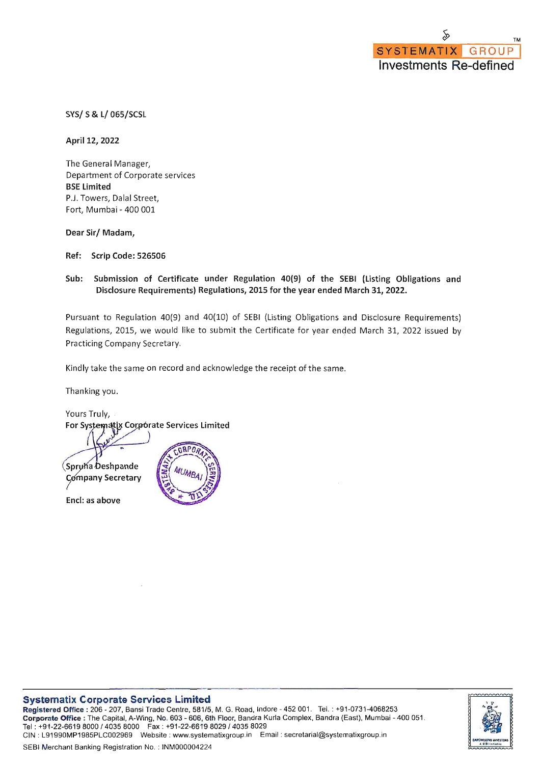SYSTEMATIX GROUP
Investments Re-defined

SYS/ S & L/ 065/SCSL

**April 12, 2022**

The General Manager,
Department of Corporate services
**BSE Limited**
P.J. Towers, Dalal Street,
Fort, Mumbai - 400 001

**Dear Sir/ Madam,**

**Ref: Scrip Code: 526506**

**Sub: Submission of Certificate under Regulation 40(9) of the SEBI (Listing Obligations and Disclosure Requirements) Regulations, 2015 for the year ended March 31, 2022.**

Pursuant to Regulation 40(9) and 40(10) of SEBI (Listing Obligations and Disclosure Requirements) Regulations, 2015, we would like to submit the Certificate for year ended March 31, 2022 issued by Practicing Company Secretary.

Kindly take the same on record and acknowledge the receipt of the same.

Thanking you.

Yours Truly,
**For Systematix Corporate Services Limited**

Spruha Deshpande
Company Secretary

**Encl: as above**

**Systematix Corporate Services Limited**
**Registered Office** : 206 - 207, Bansi Trade Centre, 581/5, M. G. Road, Indore - 452 001. Tel. : +91-0731-4068253
**Corporate Office** : The Capital, A-Wing, No. 603 - 606, 6th Floor, Bandra Kurla Complex, Bandra (East), Mumbai - 400 051.
Tel : +91-22-6619 8000 / 4035 8000 Fax : +91-22-6619 8029 / 4035 8029
CIN : L91990MP1985PLC002969 Website : www.systematixgroup.in Email : secretarial@systematixgroup.in
SEBI Merchant Banking Registration No. : INM000004224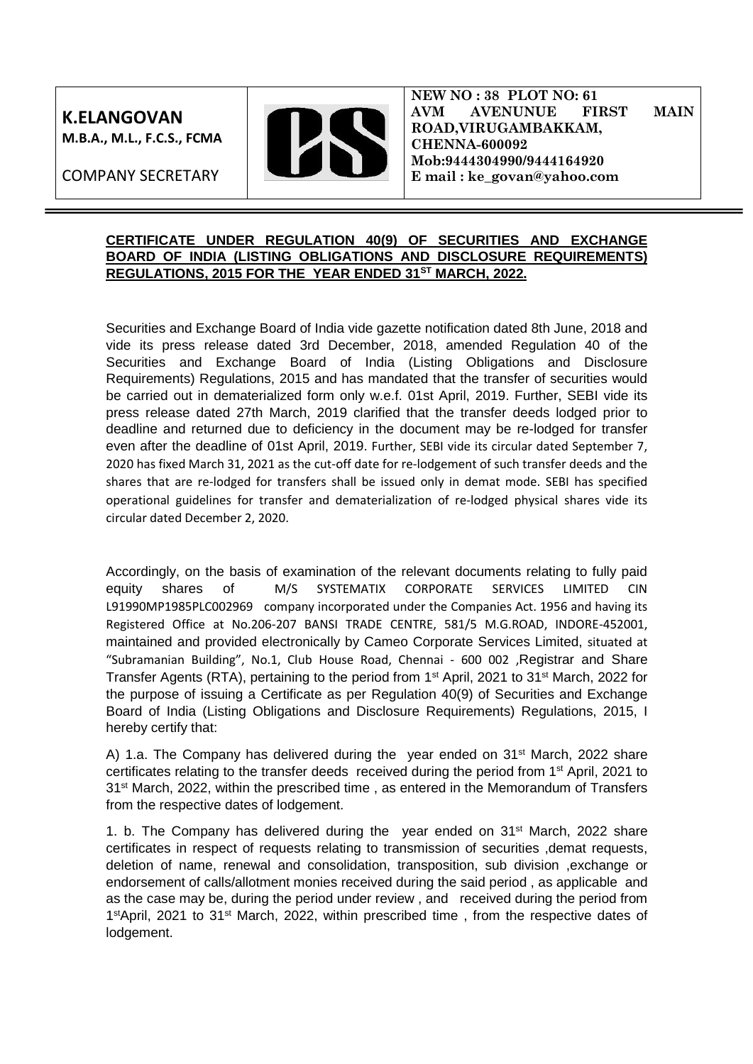**K.ELANGOVAN**
**M.B.A., M.L., F.C.S., FCMA**

COMPANY SECRETARY

**NEW NO : 38 PLOT NO: 61**
**AVM AVENUNUE FIRST MAIN ROAD,VIRUGAMBAKKAM,**
**CHENNA-600092**
**Mob:9444304990/9444164920**
**E mail : ke_govan@yahoo.com**

---

**CERTIFICATE UNDER REGULATION 40(9) OF SECURITIES AND EXCHANGE BOARD OF INDIA (LISTING OBLIGATIONS AND DISCLOSURE REQUIREMENTS) REGULATIONS, 2015 FOR THE YEAR ENDED 31ST MARCH, 2022.**

Securities and Exchange Board of India vide gazette notification dated 8th June, 2018 and vide its press release dated 3rd December, 2018, amended Regulation 40 of the Securities and Exchange Board of India (Listing Obligations and Disclosure Requirements) Regulations, 2015 and has mandated that the transfer of securities would be carried out in dematerialized form only w.e.f. 01st April, 2019. Further, SEBI vide its press release dated 27th March, 2019 clarified that the transfer deeds lodged prior to deadline and returned due to deficiency in the document may be re-lodged for transfer even after the deadline of 01st April, 2019. Further, SEBI vide its circular dated September 7, 2020 has fixed March 31, 2021 as the cut-off date for re-lodgement of such transfer deeds and the shares that are re-lodged for transfers shall be issued only in demat mode. SEBI has specified operational guidelines for transfer and dematerialization of re-lodged physical shares vide its circular dated December 2, 2020.

Accordingly, on the basis of examination of the relevant documents relating to fully paid equity shares of M/S SYSTEMATIX CORPORATE SERVICES LIMITED CIN L91990MP1985PLC002969 company incorporated under the Companies Act. 1956 and having its Registered Office at No.206-207 BANSI TRADE CENTRE, 581/5 M.G.ROAD, INDORE-452001, maintained and provided electronically by Cameo Corporate Services Limited, situated at "Subramanian Building", No.1, Club House Road, Chennai - 600 002 ,Registrar and Share Transfer Agents (RTA), pertaining to the period from 1st April, 2021 to 31st March, 2022 for the purpose of issuing a Certificate as per Regulation 40(9) of Securities and Exchange Board of India (Listing Obligations and Disclosure Requirements) Regulations, 2015, I hereby certify that:

A) 1.a. The Company has delivered during the year ended on 31st March, 2022 share certificates relating to the transfer deeds received during the period from 1st April, 2021 to 31st March, 2022, within the prescribed time , as entered in the Memorandum of Transfers from the respective dates of lodgement.

1. b. The Company has delivered during the year ended on 31st March, 2022 share certificates in respect of requests relating to transmission of securities ,demat requests, deletion of name, renewal and consolidation, transposition, sub division ,exchange or endorsement of calls/allotment monies received during the said period , as applicable and as the case may be, during the period under review , and received during the period from 1stApril, 2021 to 31st March, 2022, within prescribed time , from the respective dates of lodgement.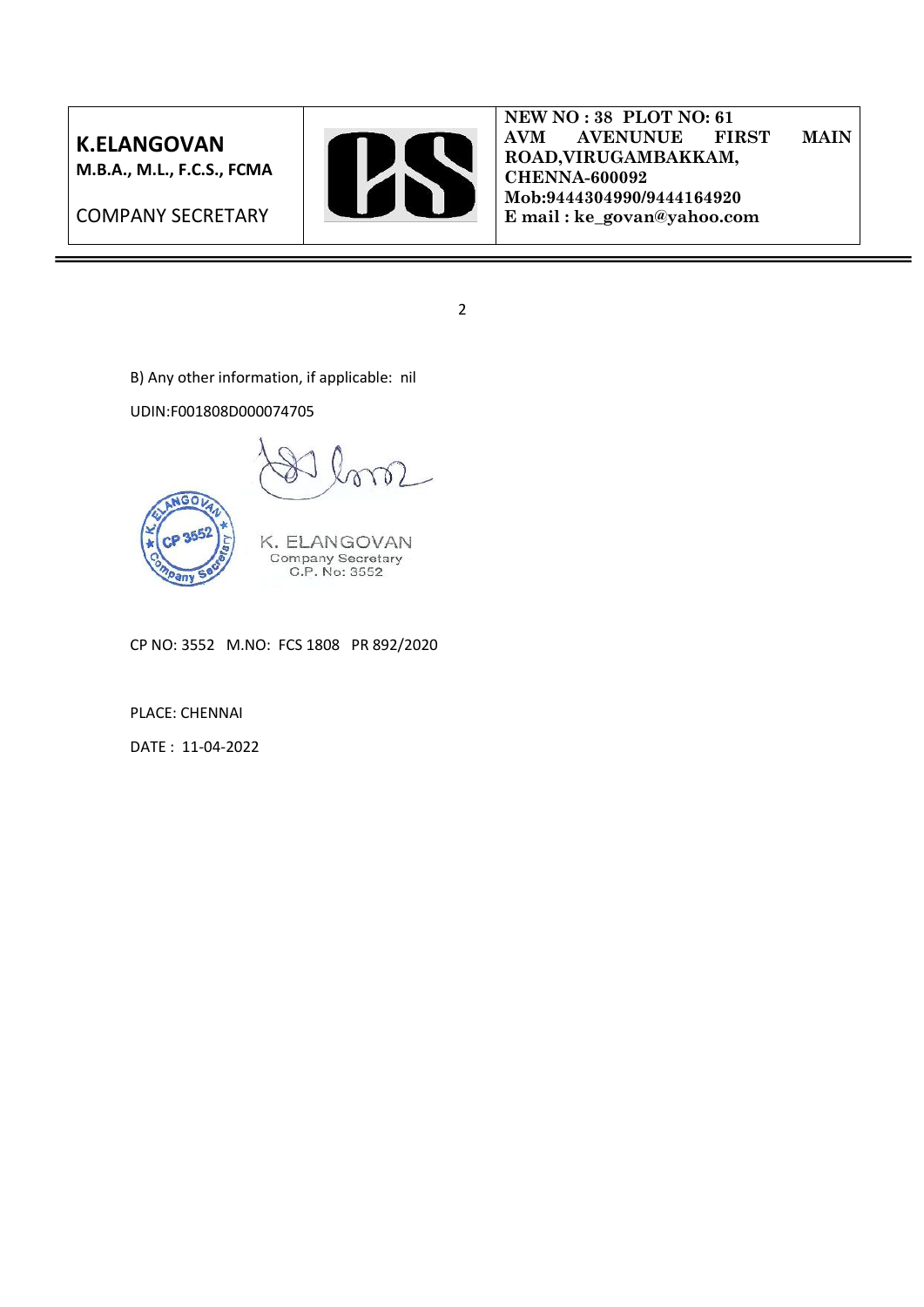| K.ELANGOVAN<br>M.B.A., M.L., F.C.S., FCMA<br>COMPANY SECRETARY | CS | NEW NO : 38 PLOT NO: 61<br>AVM AVENUNUE FIRST MAIN ROAD,VIRUGAMBAKKAM,<br>CHENNA-600092<br>Mob:9444304990/9444164920<br>E mail : ke_govan@yahoo.com |
|---|---|---|

B) Any other information, if applicable: nil

UDIN:F001808D000074705

K. ELANGOVAN
Company Secretary
C.P. No: 3552

CP NO: 3552 M.NO: FCS 1808 PR 892/2020

PLACE: CHENNAI

DATE : 11-04-2022